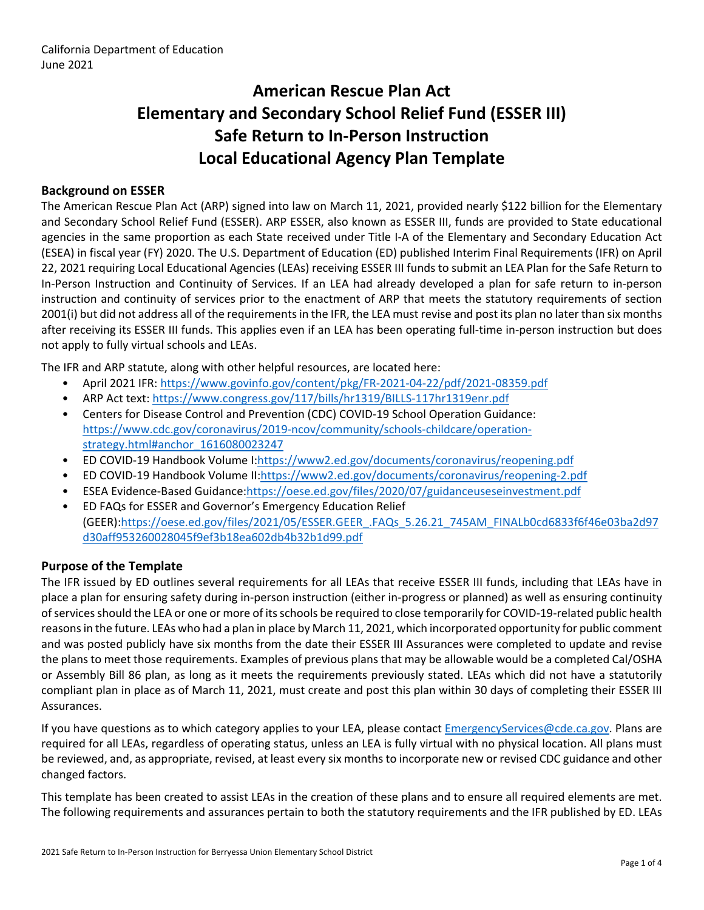California Department of Education
June 2021

# American Rescue Plan Act
# Elementary and Secondary School Relief Fund (ESSER III)
# Safe Return to In-Person Instruction
# Local Educational Agency Plan Template

## Background on ESSER

The American Rescue Plan Act (ARP) signed into law on March 11, 2021, provided nearly $122 billion for the Elementary and Secondary School Relief Fund (ESSER). ARP ESSER, also known as ESSER III, funds are provided to State educational agencies in the same proportion as each State received under Title I-A of the Elementary and Secondary Education Act (ESEA) in fiscal year (FY) 2020. The U.S. Department of Education (ED) published Interim Final Requirements (IFR) on April 22, 2021 requiring Local Educational Agencies (LEAs) receiving ESSER III funds to submit an LEA Plan for the Safe Return to In-Person Instruction and Continuity of Services. If an LEA had already developed a plan for safe return to in-person instruction and continuity of services prior to the enactment of ARP that meets the statutory requirements of section 2001(i) but did not address all of the requirements in the IFR, the LEA must revise and post its plan no later than six months after receiving its ESSER III funds. This applies even if an LEA has been operating full-time in-person instruction but does not apply to fully virtual schools and LEAs.

The IFR and ARP statute, along with other helpful resources, are located here:

- April 2021 IFR: https://www.govinfo.gov/content/pkg/FR-2021-04-22/pdf/2021-08359.pdf
- ARP Act text: https://www.congress.gov/117/bills/hr1319/BILLS-117hr1319enr.pdf
- Centers for Disease Control and Prevention (CDC) COVID-19 School Operation Guidance: https://www.cdc.gov/coronavirus/2019-ncov/community/schools-childcare/operation-strategy.html#anchor_1616080023247
- ED COVID-19 Handbook Volume I:https://www2.ed.gov/documents/coronavirus/reopening.pdf
- ED COVID-19 Handbook Volume II:https://www2.ed.gov/documents/coronavirus/reopening-2.pdf
- ESEA Evidence-Based Guidance:https://oese.ed.gov/files/2020/07/guidanceuseseinvestment.pdf
- ED FAQs for ESSER and Governor's Emergency Education Relief (GEER):https://oese.ed.gov/files/2021/05/ESSER.GEER_.FAQs_5.26.21_745AM_FINALb0cd6833f6f46e03ba2d97d30aff953260028045f9ef3b18ea602db4b32b1d99.pdf

## Purpose of the Template

The IFR issued by ED outlines several requirements for all LEAs that receive ESSER III funds, including that LEAs have in place a plan for ensuring safety during in-person instruction (either in-progress or planned) as well as ensuring continuity of services should the LEA or one or more of its schools be required to close temporarily for COVID-19-related public health reasons in the future. LEAs who had a plan in place by March 11, 2021, which incorporated opportunity for public comment and was posted publicly have six months from the date their ESSER III Assurances were completed to update and revise the plans to meet those requirements. Examples of previous plans that may be allowable would be a completed Cal/OSHA or Assembly Bill 86 plan, as long as it meets the requirements previously stated. LEAs which did not have a statutorily compliant plan in place as of March 11, 2021, must create and post this plan within 30 days of completing their ESSER III Assurances.

If you have questions as to which category applies to your LEA, please contact EmergencyServices@cde.ca.gov. Plans are required for all LEAs, regardless of operating status, unless an LEA is fully virtual with no physical location. All plans must be reviewed, and, as appropriate, revised, at least every six months to incorporate new or revised CDC guidance and other changed factors.

This template has been created to assist LEAs in the creation of these plans and to ensure all required elements are met. The following requirements and assurances pertain to both the statutory requirements and the IFR published by ED. LEAs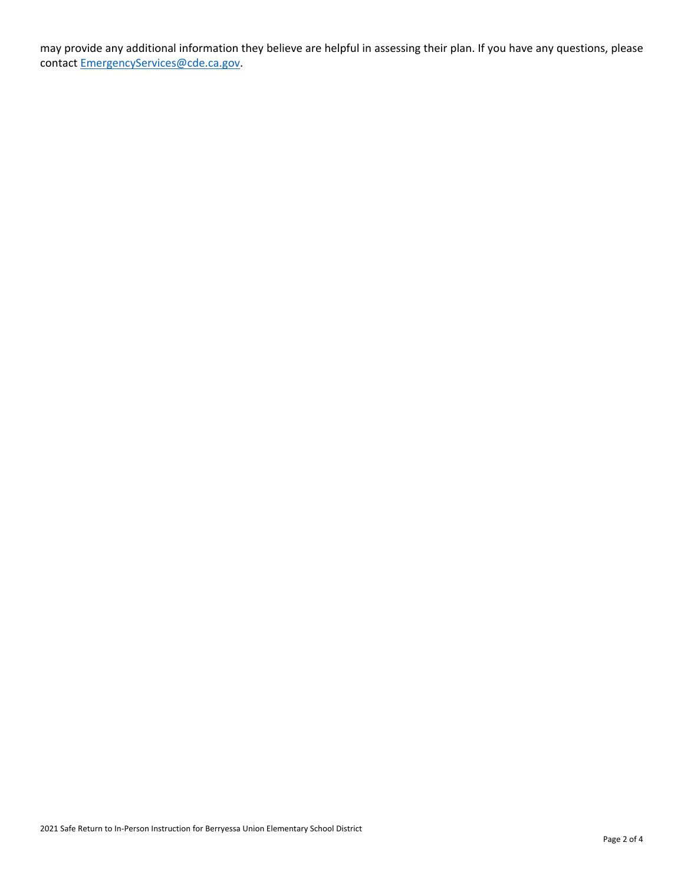may provide any additional information they believe are helpful in assessing their plan. If you have any questions, please contact [EmergencyServices@cde.ca.gov](mailto:EmergencyServices@cde.ca.gov).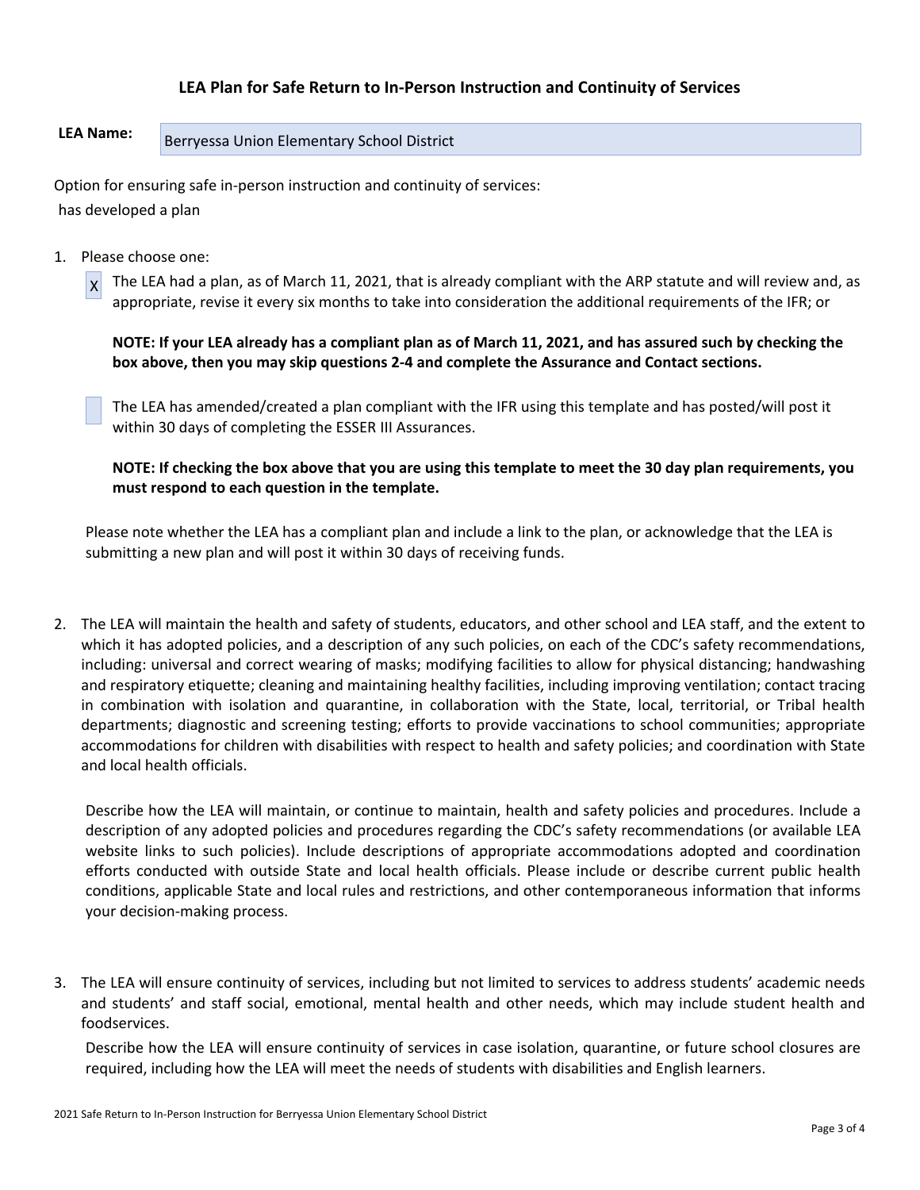## LEA Plan for Safe Return to In-Person Instruction and Continuity of Services

**LEA Name:** Berryessa Union Elementary School District

Option for ensuring safe in-person instruction and continuity of services:

has developed a plan

1. Please choose one:

   [X] The LEA had a plan, as of March 11, 2021, that is already compliant with the ARP statute and will review and, as appropriate, revise it every six months to take into consideration the additional requirements of the IFR; or

   **NOTE: If your LEA already has a compliant plan as of March 11, 2021, and has assured such by checking the box above, then you may skip questions 2-4 and complete the Assurance and Contact sections.**

   [ ] The LEA has amended/created a plan compliant with the IFR using this template and has posted/will post it within 30 days of completing the ESSER III Assurances.

   **NOTE: If checking the box above that you are using this template to meet the 30 day plan requirements, you must respond to each question in the template.**

   Please note whether the LEA has a compliant plan and include a link to the plan, or acknowledge that the LEA is submitting a new plan and will post it within 30 days of receiving funds.

2. The LEA will maintain the health and safety of students, educators, and other school and LEA staff, and the extent to which it has adopted policies, and a description of any such policies, on each of the CDC's safety recommendations, including: universal and correct wearing of masks; modifying facilities to allow for physical distancing; handwashing and respiratory etiquette; cleaning and maintaining healthy facilities, including improving ventilation; contact tracing in combination with isolation and quarantine, in collaboration with the State, local, territorial, or Tribal health departments; diagnostic and screening testing; efforts to provide vaccinations to school communities; appropriate accommodations for children with disabilities with respect to health and safety policies; and coordination with State and local health officials.

   Describe how the LEA will maintain, or continue to maintain, health and safety policies and procedures. Include a description of any adopted policies and procedures regarding the CDC's safety recommendations (or available LEA website links to such policies). Include descriptions of appropriate accommodations adopted and coordination efforts conducted with outside State and local health officials. Please include or describe current public health conditions, applicable State and local rules and restrictions, and other contemporaneous information that informs your decision-making process.

3. The LEA will ensure continuity of services, including but not limited to services to address students' academic needs and students' and staff social, emotional, mental health and other needs, which may include student health and foodservices.

   Describe how the LEA will ensure continuity of services in case isolation, quarantine, or future school closures are required, including how the LEA will meet the needs of students with disabilities and English learners.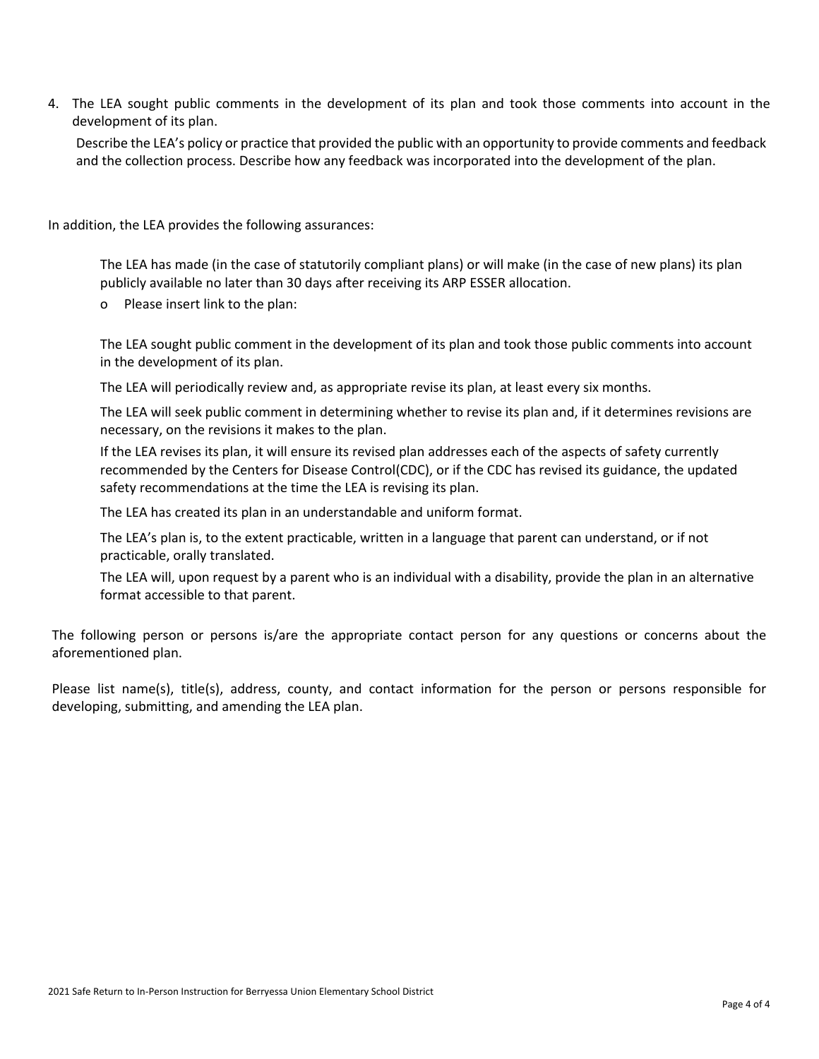4. The LEA sought public comments in the development of its plan and took those comments into account in the development of its plan.

   Describe the LEA's policy or practice that provided the public with an opportunity to provide comments and feedback and the collection process. Describe how any feedback was incorporated into the development of the plan.

In addition, the LEA provides the following assurances:

The LEA has made (in the case of statutorily compliant plans) or will make (in the case of new plans) its plan publicly available no later than 30 days after receiving its ARP ESSER allocation.

- o Please insert link to the plan:

The LEA sought public comment in the development of its plan and took those public comments into account in the development of its plan.

The LEA will periodically review and, as appropriate revise its plan, at least every six months.

The LEA will seek public comment in determining whether to revise its plan and, if it determines revisions are necessary, on the revisions it makes to the plan.

If the LEA revises its plan, it will ensure its revised plan addresses each of the aspects of safety currently recommended by the Centers for Disease Control(CDC), or if the CDC has revised its guidance, the updated safety recommendations at the time the LEA is revising its plan.

The LEA has created its plan in an understandable and uniform format.

The LEA's plan is, to the extent practicable, written in a language that parent can understand, or if not practicable, orally translated.

The LEA will, upon request by a parent who is an individual with a disability, provide the plan in an alternative format accessible to that parent.

The following person or persons is/are the appropriate contact person for any questions or concerns about the aforementioned plan.

Please list name(s), title(s), address, county, and contact information for the person or persons responsible for developing, submitting, and amending the LEA plan.